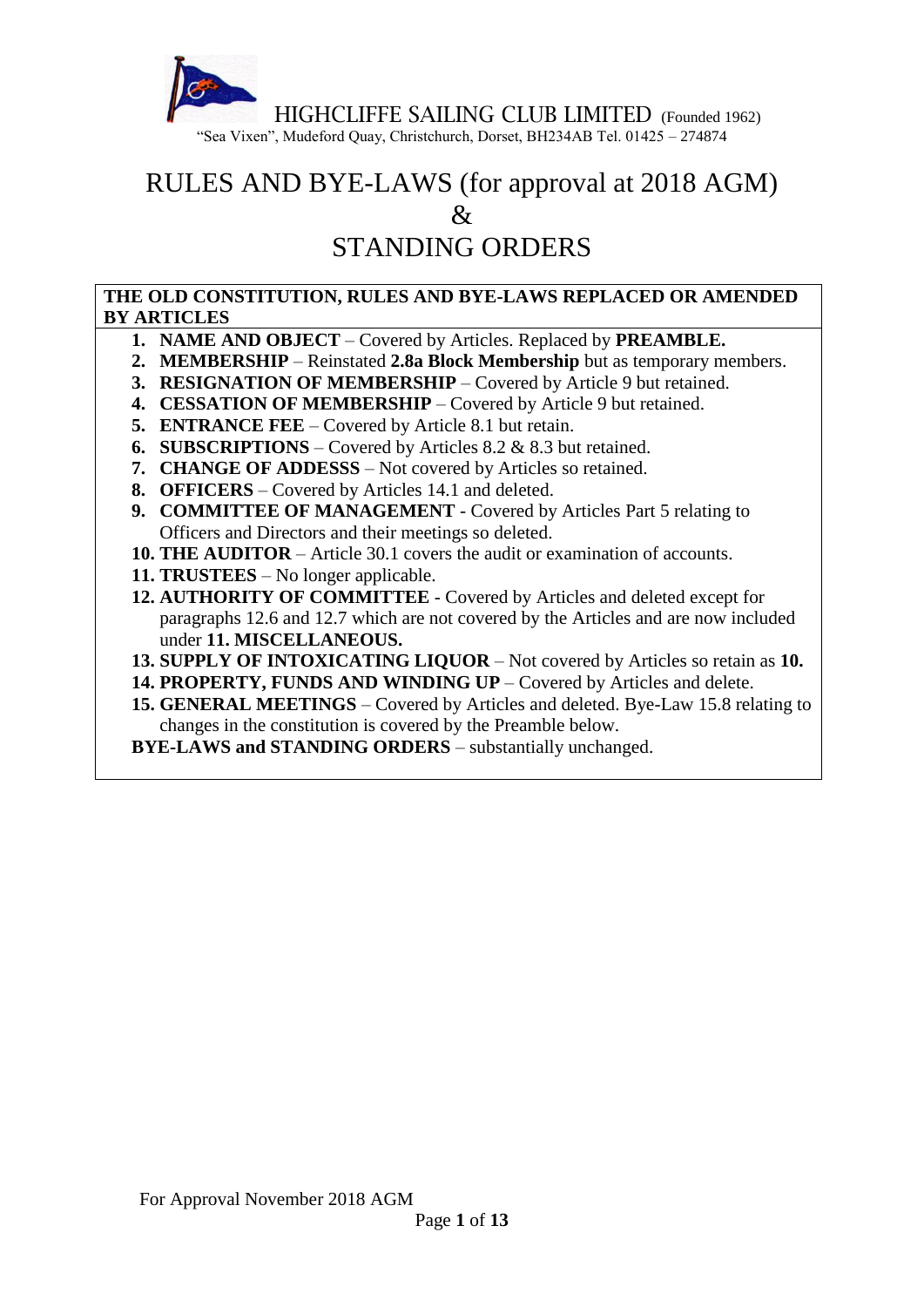HIGHCLIFFE SAILING CLUB LIMITED (Founded 1962)

"Sea Vixen", Mudeford Quay, Christchurch, Dorset, BH234AB Tel. 01425 – 274874

# RULES AND BYE-LAWS (for approval at 2018 AGM) & STANDING ORDERS

**THE OLD CONSTITUTION, RULES AND BYE-LAWS REPLACED OR AMENDED BY ARTICLES**

1. **NAME AND OBJECT** – Covered by Articles. Replaced by **PREAMBLE.**
2. **MEMBERSHIP** – Reinstated **2.8a Block Membership** but as temporary members.
3. **RESIGNATION OF MEMBERSHIP** – Covered by Article 9 but retained.
4. **CESSATION OF MEMBERSHIP** – Covered by Article 9 but retained.
5. **ENTRANCE FEE** – Covered by Article 8.1 but retain.
6. **SUBSCRIPTIONS** – Covered by Articles 8.2 & 8.3 but retained.
7. **CHANGE OF ADDESSS** – Not covered by Articles so retained.
8. **OFFICERS** – Covered by Articles 14.1 and deleted.
9. **COMMITTEE OF MANAGEMENT** - Covered by Articles Part 5 relating to Officers and Directors and their meetings so deleted.
10. **THE AUDITOR** – Article 30.1 covers the audit or examination of accounts.
11. **TRUSTEES** – No longer applicable.
12. **AUTHORITY OF COMMITTEE** - Covered by Articles and deleted except for paragraphs 12.6 and 12.7 which are not covered by the Articles and are now included under **11. MISCELLANEOUS.**
13. **SUPPLY OF INTOXICATING LIQUOR** – Not covered by Articles so retain as **10.**
14. **PROPERTY, FUNDS AND WINDING UP** – Covered by Articles and delete.
15. **GENERAL MEETINGS** – Covered by Articles and deleted. Bye-Law 15.8 relating to changes in the constitution is covered by the Preamble below.

**BYE-LAWS and STANDING ORDERS** – substantially unchanged.

For Approval November 2018 AGM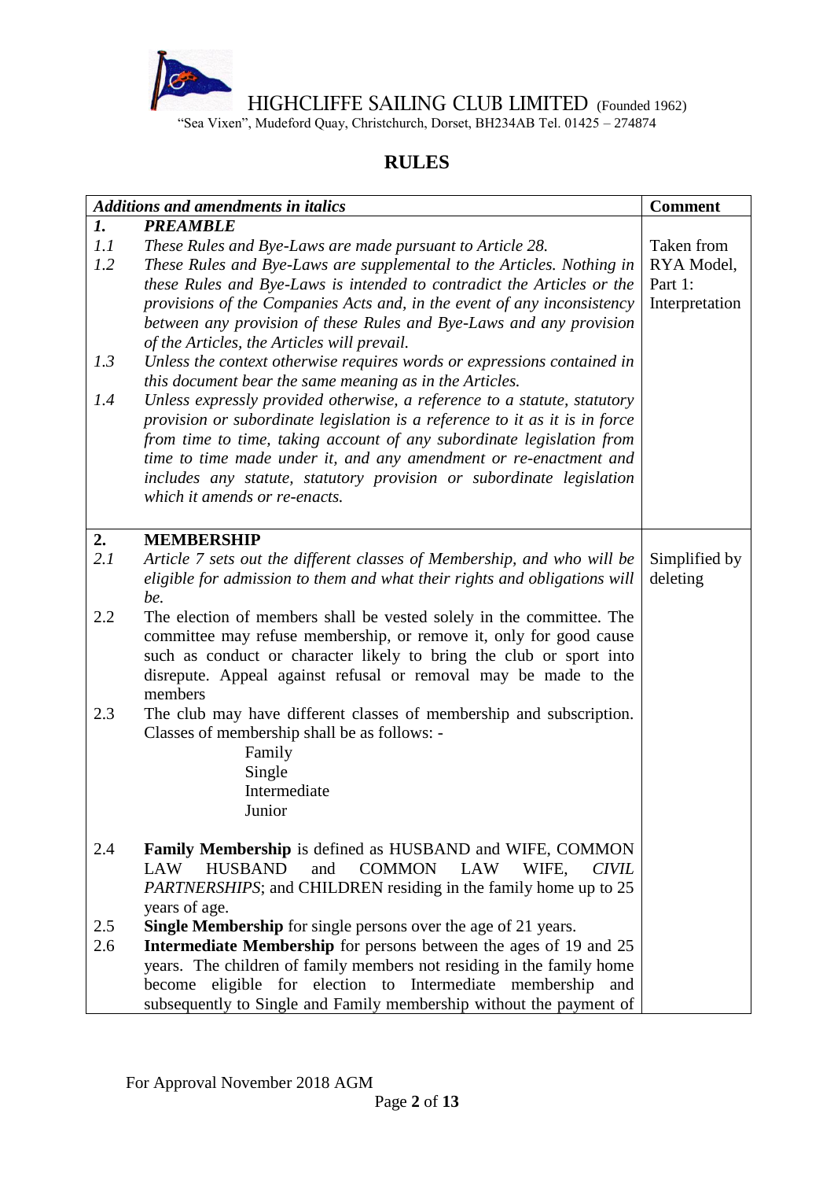HIGHCLIFFE SAILING CLUB LIMITED (Founded 1962)

"Sea Vixen", Mudeford Quay, Christchurch, Dorset, BH234AB Tel. 01425 – 274874

# RULES

| *Additions and amendments in italics* | | Comment |
|---|---|---|
| ***1.*** | ***PREAMBLE*** | |
| *1.1* | *These Rules and Bye-Laws are made pursuant to Article 28.* | Taken from RYA Model, Part 1: Interpretation |
| *1.2* | *These Rules and Bye-Laws are supplemental to the Articles. Nothing in these Rules and Bye-Laws is intended to contradict the Articles or the provisions of the Companies Acts and, in the event of any inconsistency between any provision of these Rules and Bye-Laws and any provision of the Articles, the Articles will prevail.* | |
| *1.3* | *Unless the context otherwise requires words or expressions contained in this document bear the same meaning as in the Articles.* | |
| *1.4* | *Unless expressly provided otherwise, a reference to a statute, statutory provision or subordinate legislation is a reference to it as it is in force from time to time, taking account of any subordinate legislation from time to time made under it, and any amendment or re-enactment and includes any statute, statutory provision or subordinate legislation which it amends or re-enacts.* | |
| **2.** | **MEMBERSHIP** | |
| *2.1* | *Article 7 sets out the different classes of Membership, and who will be eligible for admission to them and what their rights and obligations will be.* | Simplified by deleting |
| 2.2 | The election of members shall be vested solely in the committee. The committee may refuse membership, or remove it, only for good cause such as conduct or character likely to bring the club or sport into disrepute. Appeal against refusal or removal may be made to the members | |
| 2.3 | The club may have different classes of membership and subscription. Classes of membership shall be as follows: - Family, Single, Intermediate, Junior | |
| 2.4 | **Family Membership** is defined as HUSBAND and WIFE, COMMON LAW HUSBAND and COMMON LAW WIFE, *CIVIL PARTNERSHIPS*; and CHILDREN residing in the family home up to 25 years of age. | |
| 2.5 | **Single Membership** for single persons over the age of 21 years. | |
| 2.6 | **Intermediate Membership** for persons between the ages of 19 and 25 years. The children of family members not residing in the family home become eligible for election to Intermediate membership and subsequently to Single and Family membership without the payment of | |

For Approval November 2018 AGM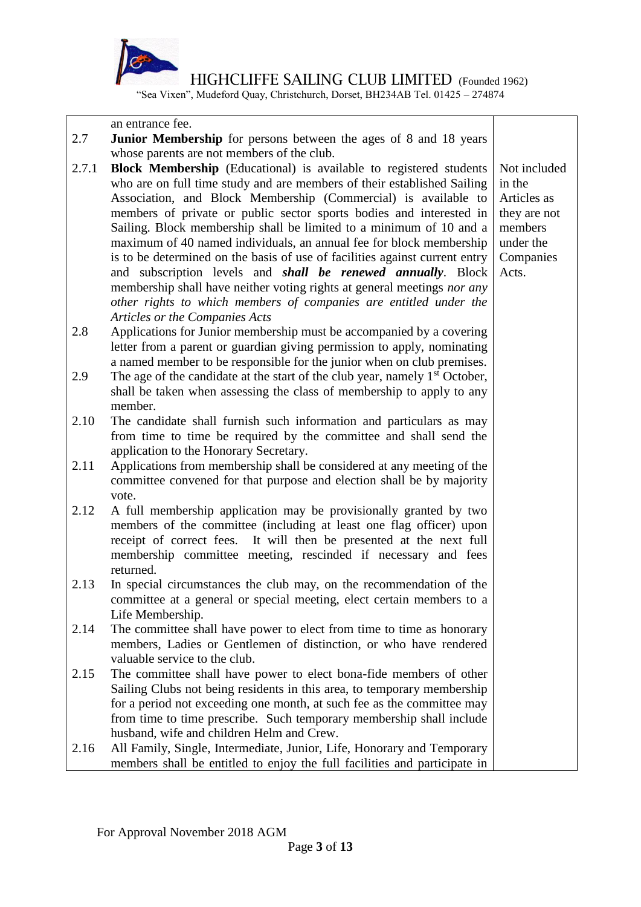| | | |
|---|---|---|
| | an entrance fee. | |
| 2.7 | **Junior Membership** for persons between the ages of 8 and 18 years whose parents are not members of the club. | |
| 2.7.1 | **Block Membership** (Educational) is available to registered students who are on full time study and are members of their established Sailing Association, and Block Membership (Commercial) is available to members of private or public sector sports bodies and interested in Sailing. Block membership shall be limited to a minimum of 10 and a maximum of 40 named individuals, an annual fee for block membership is to be determined on the basis of use of facilities against current entry and subscription levels and ***shall be renewed annually***. Block membership shall have neither voting rights at general meetings *nor any other rights to which members of companies are entitled under the Articles or the Companies Acts* | Not included in the Articles as they are not members under the Companies Acts. |
| 2.8 | Applications for Junior membership must be accompanied by a covering letter from a parent or guardian giving permission to apply, nominating a named member to be responsible for the junior when on club premises. | |
| 2.9 | The age of the candidate at the start of the club year, namely 1st October, shall be taken when assessing the class of membership to apply to any member. | |
| 2.10 | The candidate shall furnish such information and particulars as may from time to time be required by the committee and shall send the application to the Honorary Secretary. | |
| 2.11 | Applications from membership shall be considered at any meeting of the committee convened for that purpose and election shall be by majority vote. | |
| 2.12 | A full membership application may be provisionally granted by two members of the committee (including at least one flag officer) upon receipt of correct fees. It will then be presented at the next full membership committee meeting, rescinded if necessary and fees returned. | |
| 2.13 | In special circumstances the club may, on the recommendation of the committee at a general or special meeting, elect certain members to a Life Membership. | |
| 2.14 | The committee shall have power to elect from time to time as honorary members, Ladies or Gentlemen of distinction, or who have rendered valuable service to the club. | |
| 2.15 | The committee shall have power to elect bona-fide members of other Sailing Clubs not being residents in this area, to temporary membership for a period not exceeding one month, at such fee as the committee may from time to time prescribe. Such temporary membership shall include husband, wife and children Helm and Crew. | |
| 2.16 | All Family, Single, Intermediate, Junior, Life, Honorary and Temporary members shall be entitled to enjoy the full facilities and participate in | |

For Approval November 2018 AGM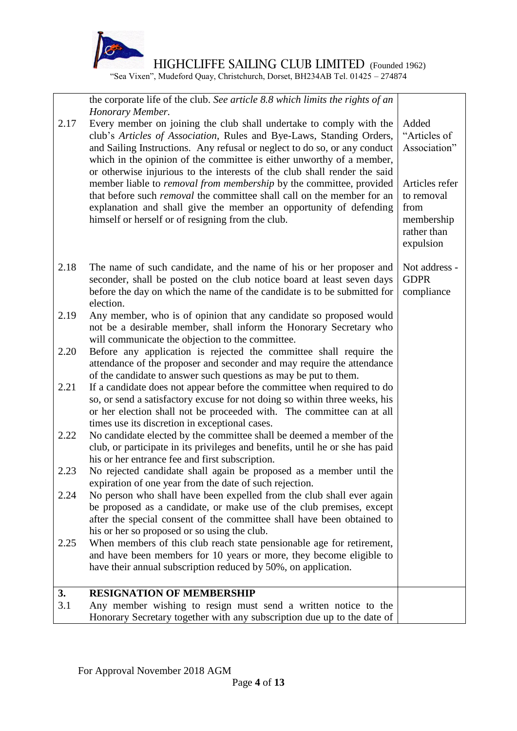| | | |
|---|---|---|
| | the corporate life of the club. *See article 8.8 which limits the rights of an Honorary Member.* | |
| 2.17 | Every member on joining the club shall undertake to comply with the club's *Articles of Association*, Rules and Bye-Laws, Standing Orders, and Sailing Instructions. Any refusal or neglect to do so, or any conduct which in the opinion of the committee is either unworthy of a member, or otherwise injurious to the interests of the club shall render the said member liable to *removal from membership* by the committee, provided that before such *removal* the committee shall call on the member for an explanation and shall give the member an opportunity of defending himself or herself or of resigning from the club. | Added "Articles of Association"<br><br>Articles refer to removal from membership rather than expulsion |
| 2.18 | The name of such candidate, and the name of his or her proposer and seconder, shall be posted on the club notice board at least seven days before the day on which the name of the candidate is to be submitted for election. | Not address - GDPR compliance |
| 2.19 | Any member, who is of opinion that any candidate so proposed would not be a desirable member, shall inform the Honorary Secretary who will communicate the objection to the committee. | |
| 2.20 | Before any application is rejected the committee shall require the attendance of the proposer and seconder and may require the attendance of the candidate to answer such questions as may be put to them. | |
| 2.21 | If a candidate does not appear before the committee when required to do so, or send a satisfactory excuse for not doing so within three weeks, his or her election shall not be proceeded with. The committee can at all times use its discretion in exceptional cases. | |
| 2.22 | No candidate elected by the committee shall be deemed a member of the club, or participate in its privileges and benefits, until he or she has paid his or her entrance fee and first subscription. | |
| 2.23 | No rejected candidate shall again be proposed as a member until the expiration of one year from the date of such rejection. | |
| 2.24 | No person who shall have been expelled from the club shall ever again be proposed as a candidate, or make use of the club premises, except after the special consent of the committee shall have been obtained to his or her so proposed or so using the club. | |
| 2.25 | When members of this club reach state pensionable age for retirement, and have been members for 10 years or more, they become eligible to have their annual subscription reduced by 50%, on application. | |
| **3.** | **RESIGNATION OF MEMBERSHIP** | |
| 3.1 | Any member wishing to resign must send a written notice to the Honorary Secretary together with any subscription due up to the date of | |

For Approval November 2018 AGM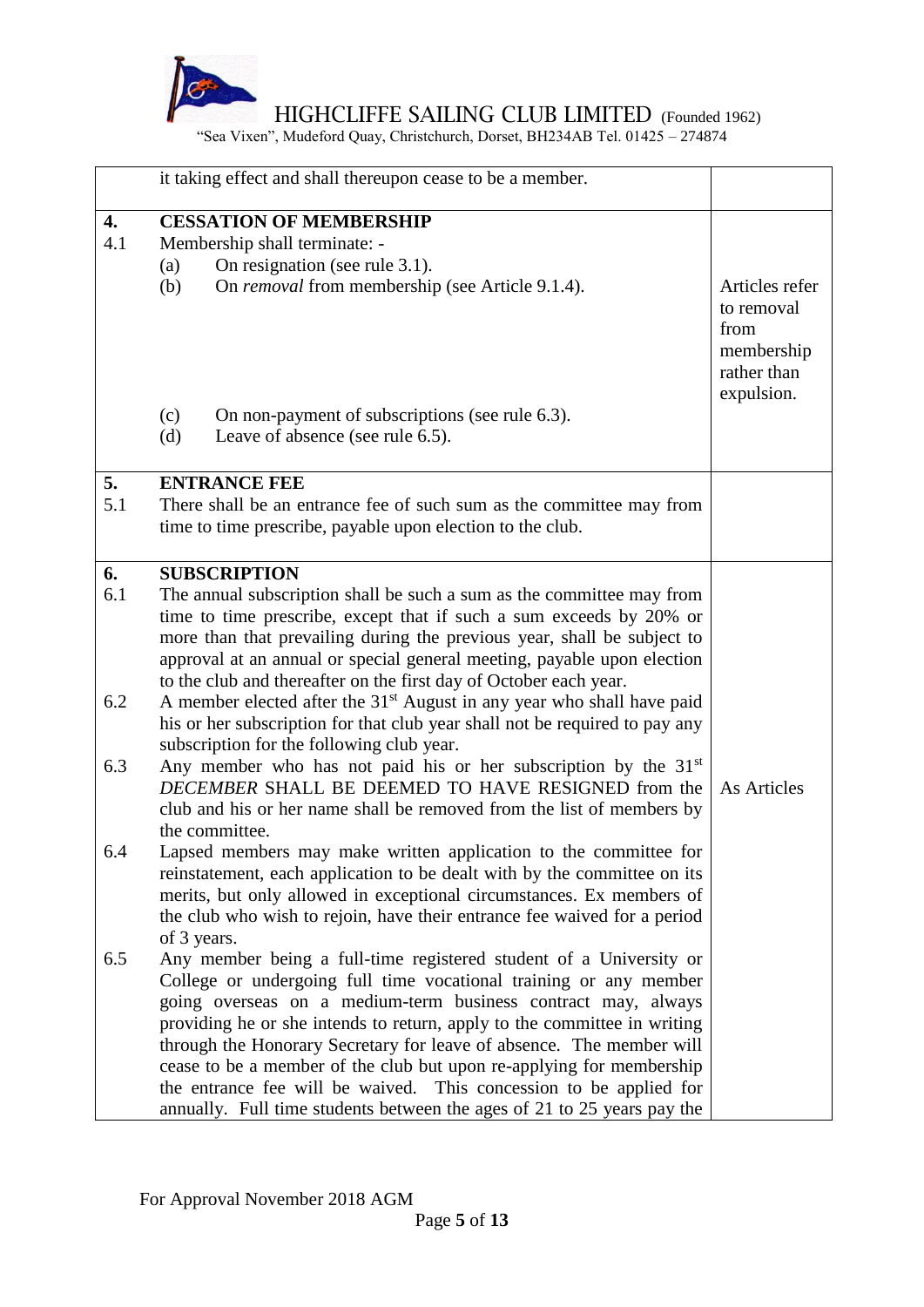| | | |
|---|---|---|
| | it taking effect and shall thereupon cease to be a member. | |
| **4.** | **CESSATION OF MEMBERSHIP** | |
| 4.1 | Membership shall terminate: - | |
| | (a) On resignation (see rule 3.1). | |
| | (b) On *removal* from membership (see Article 9.1.4). | Articles refer to removal from membership rather than expulsion. |
| | (c) On non-payment of subscriptions (see rule 6.3). | |
| | (d) Leave of absence (see rule 6.5). | |
| **5.** | **ENTRANCE FEE** | |
| 5.1 | There shall be an entrance fee of such sum as the committee may from time to time prescribe, payable upon election to the club. | |
| **6.** | **SUBSCRIPTION** | |
| 6.1 | The annual subscription shall be such a sum as the committee may from time to time prescribe, except that if such a sum exceeds by 20% or more than that prevailing during the previous year, shall be subject to approval at an annual or special general meeting, payable upon election to the club and thereafter on the first day of October each year. | |
| 6.2 | A member elected after the 31st August in any year who shall have paid his or her subscription for that club year shall not be required to pay any subscription for the following club year. | |
| 6.3 | Any member who has not paid his or her subscription by the 31st *DECEMBER* SHALL BE DEEMED TO HAVE RESIGNED from the club and his or her name shall be removed from the list of members by the committee. | As Articles |
| 6.4 | Lapsed members may make written application to the committee for reinstatement, each application to be dealt with by the committee on its merits, but only allowed in exceptional circumstances. Ex members of the club who wish to rejoin, have their entrance fee waived for a period of 3 years. | |
| 6.5 | Any member being a full-time registered student of a University or College or undergoing full time vocational training or any member going overseas on a medium-term business contract may, always providing he or she intends to return, apply to the committee in writing through the Honorary Secretary for leave of absence. The member will cease to be a member of the club but upon re-applying for membership the entrance fee will be waived. This concession to be applied for annually. Full time students between the ages of 21 to 25 years pay the | |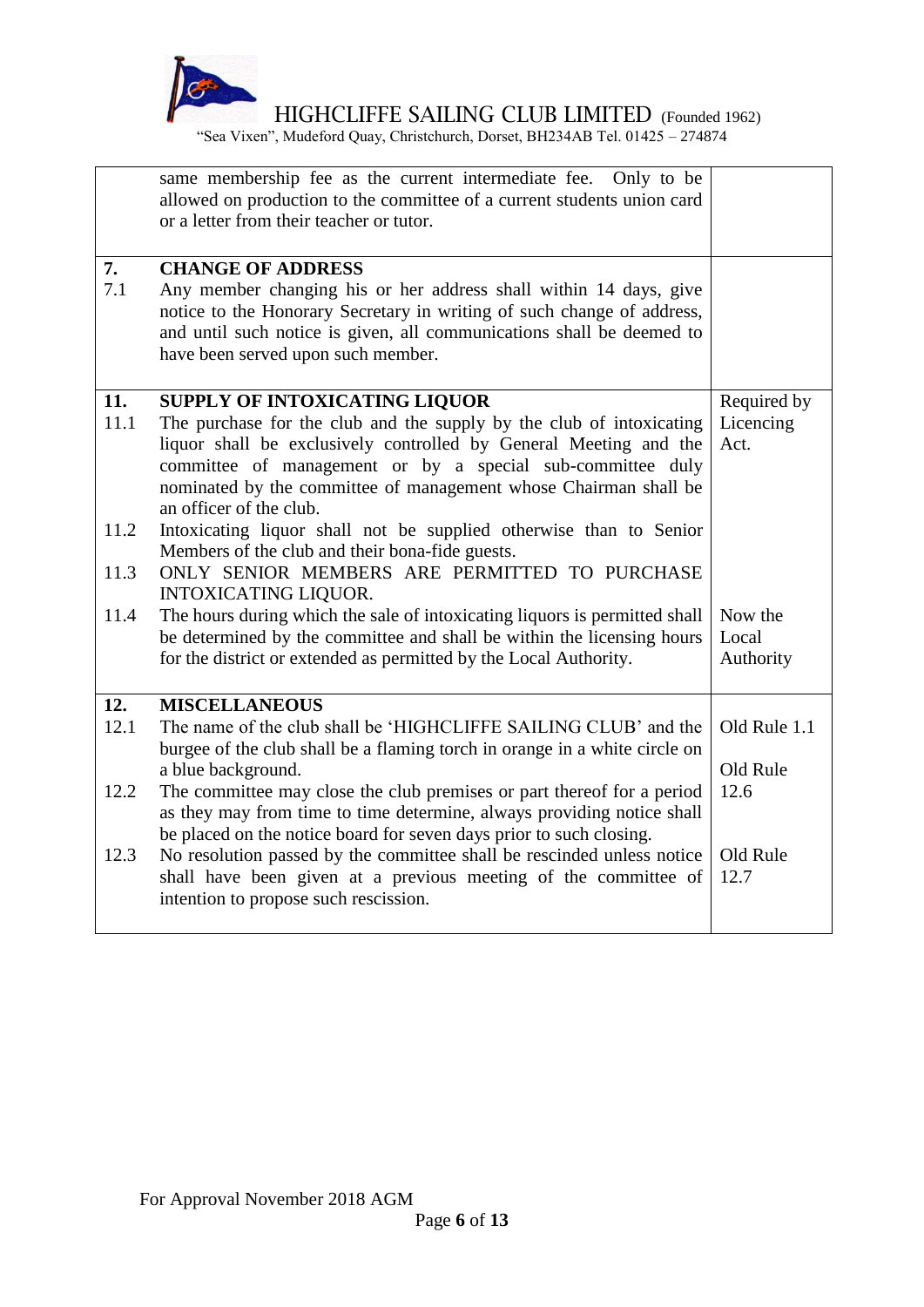| | | |
|---|---|---|
| | same membership fee as the current intermediate fee. Only to be allowed on production to the committee of a current students union card or a letter from their teacher or tutor. | |
| **7.** | **CHANGE OF ADDRESS** | |
| 7.1 | Any member changing his or her address shall within 14 days, give notice to the Honorary Secretary in writing of such change of address, and until such notice is given, all communications shall be deemed to have been served upon such member. | |
| **11.** | **SUPPLY OF INTOXICATING LIQUOR** | Required by Licencing Act. |
| 11.1 | The purchase for the club and the supply by the club of intoxicating liquor shall be exclusively controlled by General Meeting and the committee of management or by a special sub-committee duly nominated by the committee of management whose Chairman shall be an officer of the club. | |
| 11.2 | Intoxicating liquor shall not be supplied otherwise than to Senior Members of the club and their bona-fide guests. | |
| 11.3 | ONLY SENIOR MEMBERS ARE PERMITTED TO PURCHASE INTOXICATING LIQUOR. | |
| 11.4 | The hours during which the sale of intoxicating liquors is permitted shall be determined by the committee and shall be within the licensing hours for the district or extended as permitted by the Local Authority. | Now the Local Authority |
| **12.** | **MISCELLANEOUS** | |
| 12.1 | The name of the club shall be 'HIGHCLIFFE SAILING CLUB' and the burgee of the club shall be a flaming torch in orange in a white circle on a blue background. | Old Rule 1.1 |
| 12.2 | The committee may close the club premises or part thereof for a period as they may from time to time determine, always providing notice shall be placed on the notice board for seven days prior to such closing. | Old Rule 12.6 |
| 12.3 | No resolution passed by the committee shall be rescinded unless notice shall have been given at a previous meeting of the committee of intention to propose such rescission. | Old Rule 12.7 |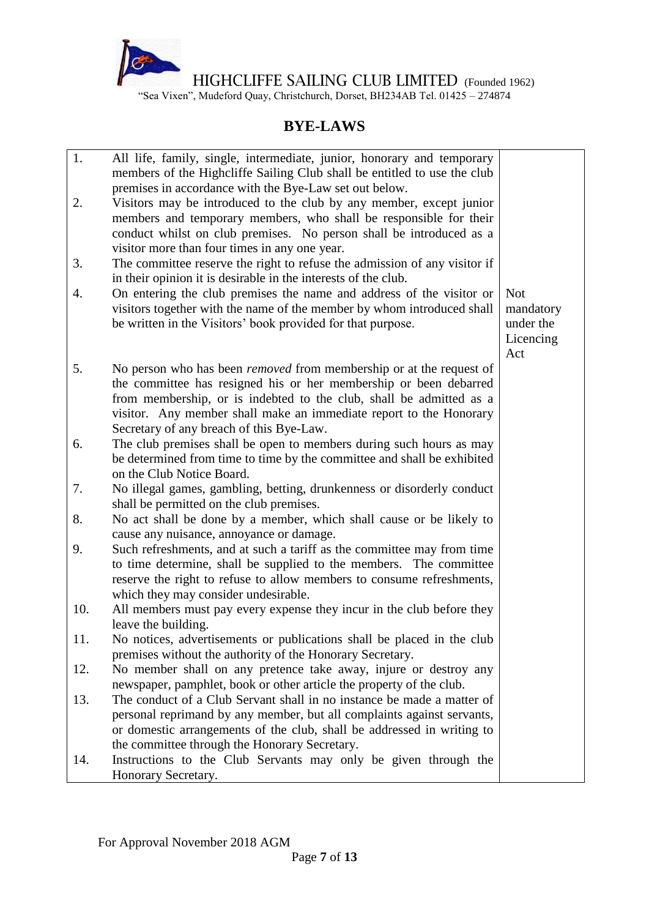HIGHCLIFFE SAILING CLUB LIMITED (Founded 1962)
"Sea Vixen", Mudeford Quay, Christchurch, Dorset, BH234AB Tel. 01425 – 274874

# BYE-LAWS

| | | |
|---|---|---|
| 1. | All life, family, single, intermediate, junior, honorary and temporary members of the Highcliffe Sailing Club shall be entitled to use the club premises in accordance with the Bye-Law set out below. | |
| 2. | Visitors may be introduced to the club by any member, except junior members and temporary members, who shall be responsible for their conduct whilst on club premises. No person shall be introduced as a visitor more than four times in any one year. | |
| 3. | The committee reserve the right to refuse the admission of any visitor if in their opinion it is desirable in the interests of the club. | |
| 4. | On entering the club premises the name and address of the visitor or visitors together with the name of the member by whom introduced shall be written in the Visitors' book provided for that purpose. | Not mandatory under the Licencing Act |
| 5. | No person who has been *removed* from membership or at the request of the committee has resigned his or her membership or been debarred from membership, or is indebted to the club, shall be admitted as a visitor. Any member shall make an immediate report to the Honorary Secretary of any breach of this Bye-Law. | |
| 6. | The club premises shall be open to members during such hours as may be determined from time to time by the committee and shall be exhibited on the Club Notice Board. | |
| 7. | No illegal games, gambling, betting, drunkenness or disorderly conduct shall be permitted on the club premises. | |
| 8. | No act shall be done by a member, which shall cause or be likely to cause any nuisance, annoyance or damage. | |
| 9. | Such refreshments, and at such a tariff as the committee may from time to time determine, shall be supplied to the members. The committee reserve the right to refuse to allow members to consume refreshments, which they may consider undesirable. | |
| 10. | All members must pay every expense they incur in the club before they leave the building. | |
| 11. | No notices, advertisements or publications shall be placed in the club premises without the authority of the Honorary Secretary. | |
| 12. | No member shall on any pretence take away, injure or destroy any newspaper, pamphlet, book or other article the property of the club. | |
| 13. | The conduct of a Club Servant shall in no instance be made a matter of personal reprimand by any member, but all complaints against servants, or domestic arrangements of the club, shall be addressed in writing to the committee through the Honorary Secretary. | |
| 14. | Instructions to the Club Servants may only be given through the Honorary Secretary. | |

For Approval November 2018 AGM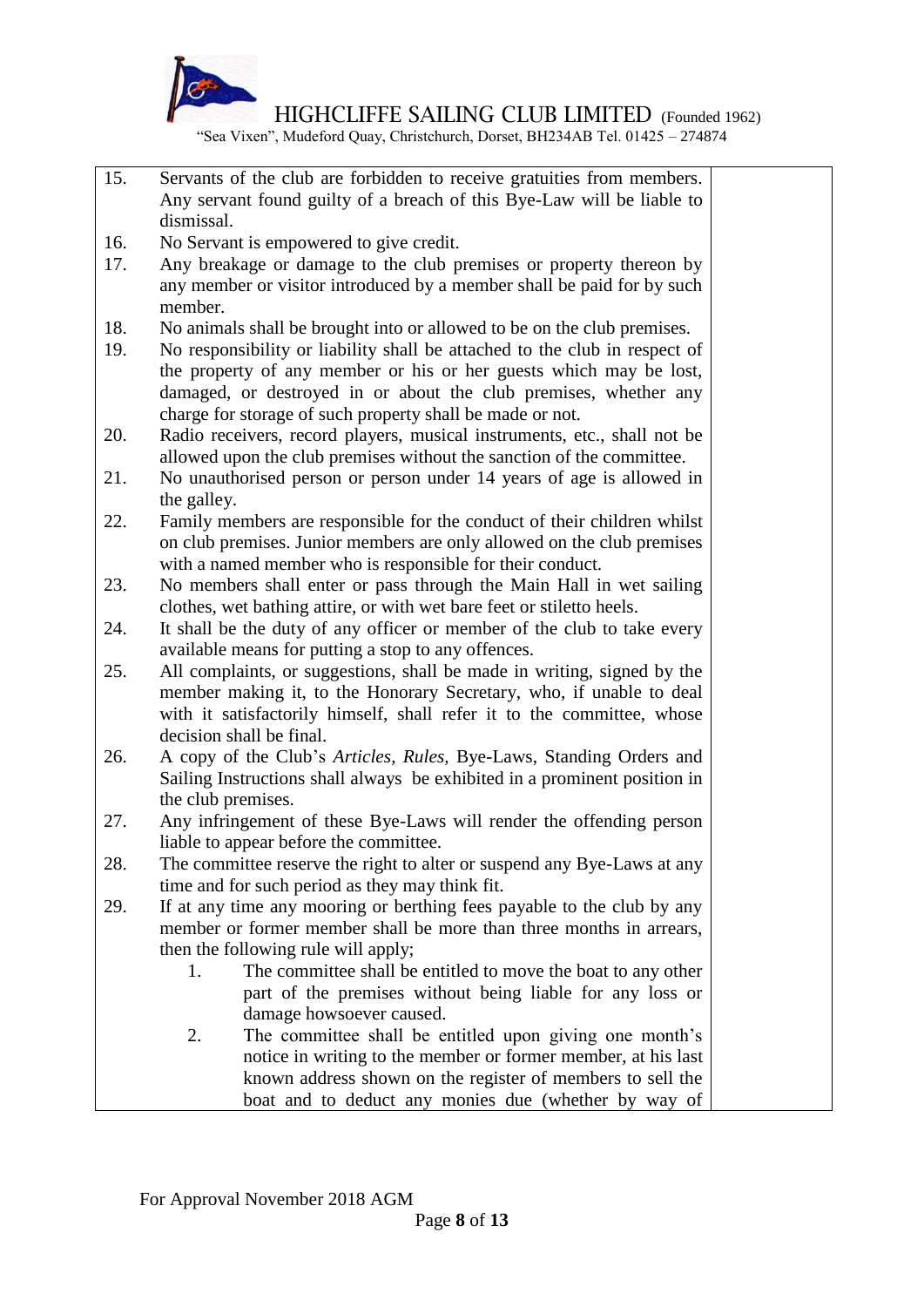15. Servants of the club are forbidden to receive gratuities from members. Any servant found guilty of a breach of this Bye-Law will be liable to dismissal.
16. No Servant is empowered to give credit.
17. Any breakage or damage to the club premises or property thereon by any member or visitor introduced by a member shall be paid for by such member.
18. No animals shall be brought into or allowed to be on the club premises.
19. No responsibility or liability shall be attached to the club in respect of the property of any member or his or her guests which may be lost, damaged, or destroyed in or about the club premises, whether any charge for storage of such property shall be made or not.
20. Radio receivers, record players, musical instruments, etc., shall not be allowed upon the club premises without the sanction of the committee.
21. No unauthorised person or person under 14 years of age is allowed in the galley.
22. Family members are responsible for the conduct of their children whilst on club premises. Junior members are only allowed on the club premises with a named member who is responsible for their conduct.
23. No members shall enter or pass through the Main Hall in wet sailing clothes, wet bathing attire, or with wet bare feet or stiletto heels.
24. It shall be the duty of any officer or member of the club to take every available means for putting a stop to any offences.
25. All complaints, or suggestions, shall be made in writing, signed by the member making it, to the Honorary Secretary, who, if unable to deal with it satisfactorily himself, shall refer it to the committee, whose decision shall be final.
26. A copy of the Club's *Articles, Rules,* Bye-Laws, Standing Orders and Sailing Instructions shall always be exhibited in a prominent position in the club premises.
27. Any infringement of these Bye-Laws will render the offending person liable to appear before the committee.
28. The committee reserve the right to alter or suspend any Bye-Laws at any time and for such period as they may think fit.
29. If at any time any mooring or berthing fees payable to the club by any member or former member shall be more than three months in arrears, then the following rule will apply;
    1. The committee shall be entitled to move the boat to any other part of the premises without being liable for any loss or damage howsoever caused.
    2. The committee shall be entitled upon giving one month's notice in writing to the member or former member, at his last known address shown on the register of members to sell the boat and to deduct any monies due (whether by way of

For Approval November 2018 AGM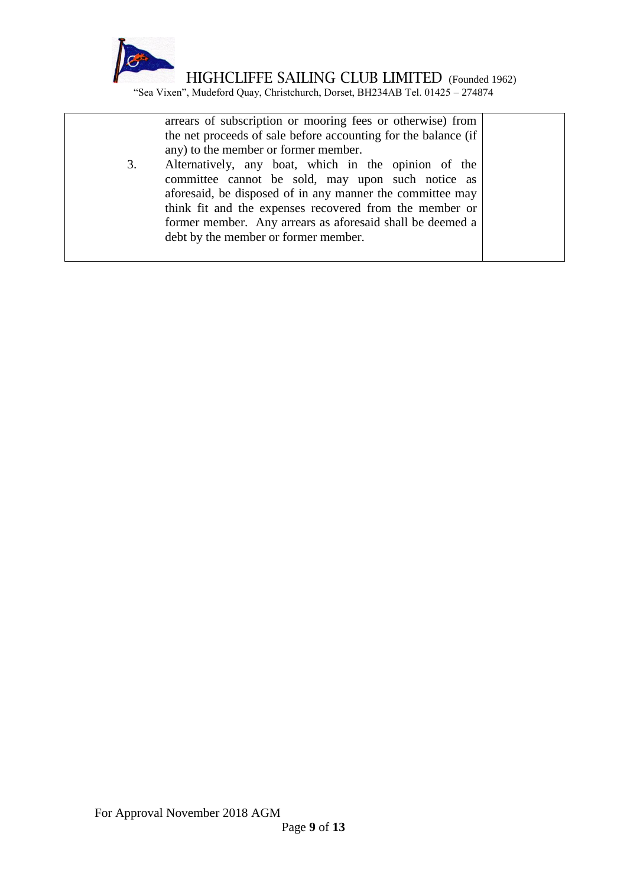| | | |
|---|---|---|
| | arrears of subscription or mooring fees or otherwise) from the net proceeds of sale before accounting for the balance (if any) to the member or former member. | |
| 3. | Alternatively, any boat, which in the opinion of the committee cannot be sold, may upon such notice as aforesaid, be disposed of in any manner the committee may think fit and the expenses recovered from the member or former member. Any arrears as aforesaid shall be deemed a debt by the member or former member. | |

For Approval November 2018 AGM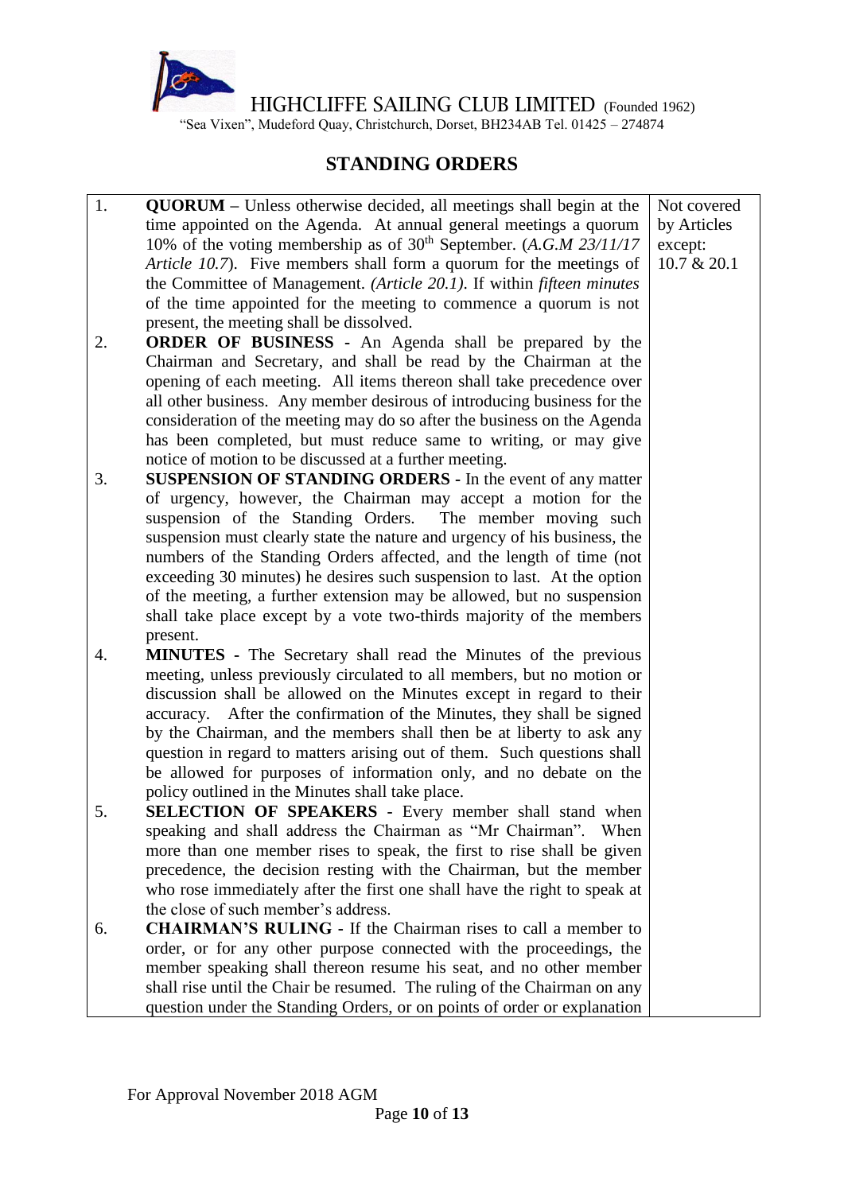HIGHCLIFFE SAILING CLUB LIMITED (Founded 1962)

"Sea Vixen", Mudeford Quay, Christchurch, Dorset, BH234AB Tel. 01425 – 274874

# STANDING ORDERS

| | | |
|---|---|---|
| 1. | **QUORUM** – Unless otherwise decided, all meetings shall begin at the time appointed on the Agenda. At annual general meetings a quorum 10% of the voting membership as of 30th September. (*A.G.M 23/11/17 Article 10.7*). Five members shall form a quorum for the meetings of the Committee of Management. *(Article 20.1)*. If within *fifteen minutes* of the time appointed for the meeting to commence a quorum is not present, the meeting shall be dissolved. | Not covered by Articles except: 10.7 & 20.1 |
| 2. | **ORDER OF BUSINESS** - An Agenda shall be prepared by the Chairman and Secretary, and shall be read by the Chairman at the opening of each meeting. All items thereon shall take precedence over all other business. Any member desirous of introducing business for the consideration of the meeting may do so after the business on the Agenda has been completed, but must reduce same to writing, or may give notice of motion to be discussed at a further meeting. | |
| 3. | **SUSPENSION OF STANDING ORDERS** - In the event of any matter of urgency, however, the Chairman may accept a motion for the suspension of the Standing Orders. The member moving such suspension must clearly state the nature and urgency of his business, the numbers of the Standing Orders affected, and the length of time (not exceeding 30 minutes) he desires such suspension to last. At the option of the meeting, a further extension may be allowed, but no suspension shall take place except by a vote two-thirds majority of the members present. | |
| 4. | **MINUTES** - The Secretary shall read the Minutes of the previous meeting, unless previously circulated to all members, but no motion or discussion shall be allowed on the Minutes except in regard to their accuracy. After the confirmation of the Minutes, they shall be signed by the Chairman, and the members shall then be at liberty to ask any question in regard to matters arising out of them. Such questions shall be allowed for purposes of information only, and no debate on the policy outlined in the Minutes shall take place. | |
| 5. | **SELECTION OF SPEAKERS** - Every member shall stand when speaking and shall address the Chairman as "Mr Chairman". When more than one member rises to speak, the first to rise shall be given precedence, the decision resting with the Chairman, but the member who rose immediately after the first one shall have the right to speak at the close of such member's address. | |
| 6. | **CHAIRMAN'S RULING** - If the Chairman rises to call a member to order, or for any other purpose connected with the proceedings, the member speaking shall thereon resume his seat, and no other member shall rise until the Chair be resumed. The ruling of the Chairman on any question under the Standing Orders, or on points of order or explanation | |

For Approval November 2018 AGM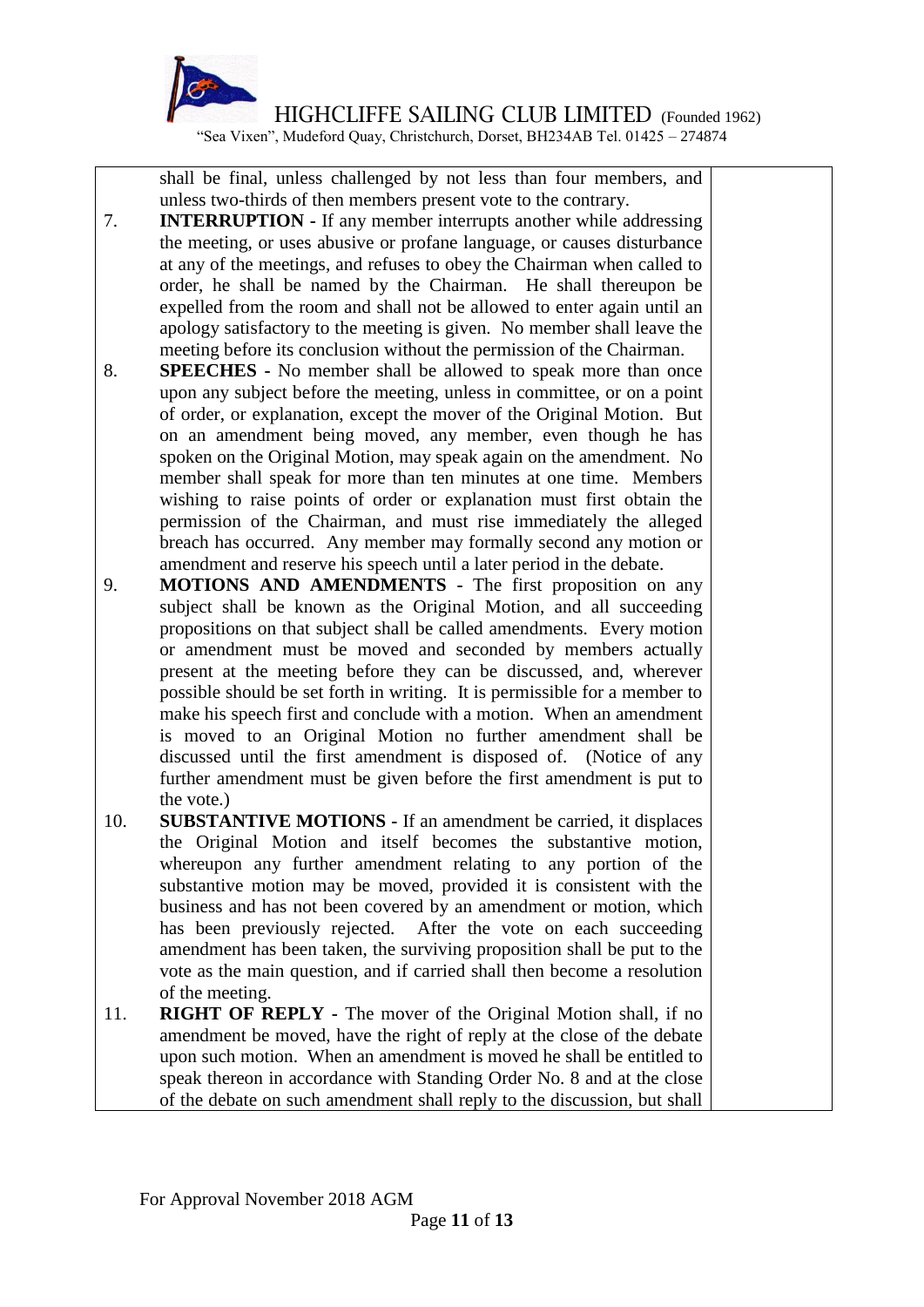shall be final, unless challenged by not less than four members, and unless two-thirds of then members present vote to the contrary.

7. **INTERRUPTION -** If any member interrupts another while addressing the meeting, or uses abusive or profane language, or causes disturbance at any of the meetings, and refuses to obey the Chairman when called to order, he shall be named by the Chairman. He shall thereupon be expelled from the room and shall not be allowed to enter again until an apology satisfactory to the meeting is given. No member shall leave the meeting before its conclusion without the permission of the Chairman.

8. **SPEECHES -** No member shall be allowed to speak more than once upon any subject before the meeting, unless in committee, or on a point of order, or explanation, except the mover of the Original Motion. But on an amendment being moved, any member, even though he has spoken on the Original Motion, may speak again on the amendment. No member shall speak for more than ten minutes at one time. Members wishing to raise points of order or explanation must first obtain the permission of the Chairman, and must rise immediately the alleged breach has occurred. Any member may formally second any motion or amendment and reserve his speech until a later period in the debate.

9. **MOTIONS AND AMENDMENTS -** The first proposition on any subject shall be known as the Original Motion, and all succeeding propositions on that subject shall be called amendments. Every motion or amendment must be moved and seconded by members actually present at the meeting before they can be discussed, and, wherever possible should be set forth in writing. It is permissible for a member to make his speech first and conclude with a motion. When an amendment is moved to an Original Motion no further amendment shall be discussed until the first amendment is disposed of. (Notice of any further amendment must be given before the first amendment is put to the vote.)

10. **SUBSTANTIVE MOTIONS -** If an amendment be carried, it displaces the Original Motion and itself becomes the substantive motion, whereupon any further amendment relating to any portion of the substantive motion may be moved, provided it is consistent with the business and has not been covered by an amendment or motion, which has been previously rejected. After the vote on each succeeding amendment has been taken, the surviving proposition shall be put to the vote as the main question, and if carried shall then become a resolution of the meeting.

11. **RIGHT OF REPLY -** The mover of the Original Motion shall, if no amendment be moved, have the right of reply at the close of the debate upon such motion. When an amendment is moved he shall be entitled to speak thereon in accordance with Standing Order No. 8 and at the close of the debate on such amendment shall reply to the discussion, but shall

For Approval November 2018 AGM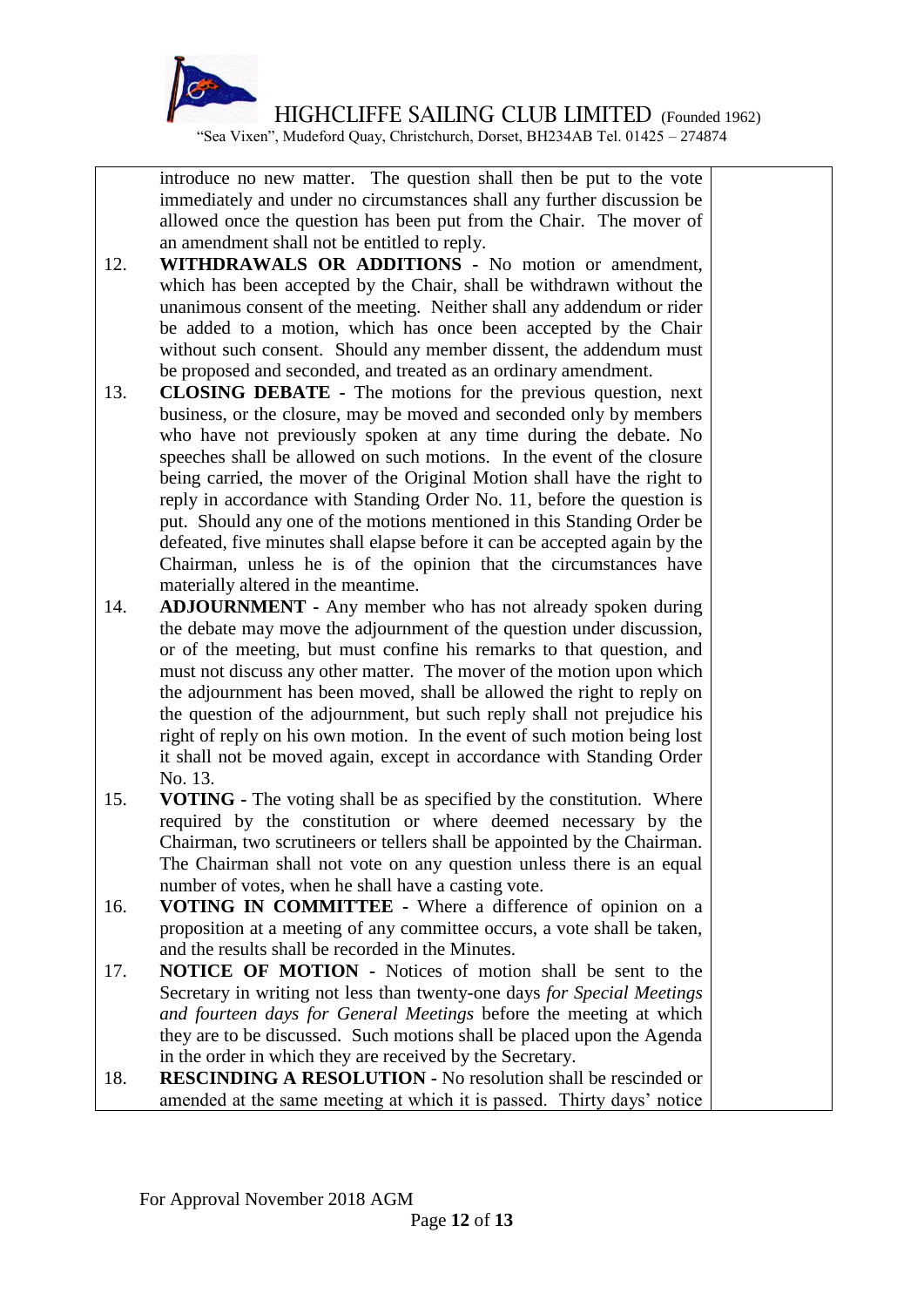introduce no new matter. The question shall then be put to the vote immediately and under no circumstances shall any further discussion be allowed once the question has been put from the Chair. The mover of an amendment shall not be entitled to reply.

12. **WITHDRAWALS OR ADDITIONS** - No motion or amendment, which has been accepted by the Chair, shall be withdrawn without the unanimous consent of the meeting. Neither shall any addendum or rider be added to a motion, which has once been accepted by the Chair without such consent. Should any member dissent, the addendum must be proposed and seconded, and treated as an ordinary amendment.

13. **CLOSING DEBATE** - The motions for the previous question, next business, or the closure, may be moved and seconded only by members who have not previously spoken at any time during the debate. No speeches shall be allowed on such motions. In the event of the closure being carried, the mover of the Original Motion shall have the right to reply in accordance with Standing Order No. 11, before the question is put. Should any one of the motions mentioned in this Standing Order be defeated, five minutes shall elapse before it can be accepted again by the Chairman, unless he is of the opinion that the circumstances have materially altered in the meantime.

14. **ADJOURNMENT** - Any member who has not already spoken during the debate may move the adjournment of the question under discussion, or of the meeting, but must confine his remarks to that question, and must not discuss any other matter. The mover of the motion upon which the adjournment has been moved, shall be allowed the right to reply on the question of the adjournment, but such reply shall not prejudice his right of reply on his own motion. In the event of such motion being lost it shall not be moved again, except in accordance with Standing Order No. 13.

15. **VOTING** - The voting shall be as specified by the constitution. Where required by the constitution or where deemed necessary by the Chairman, two scrutineers or tellers shall be appointed by the Chairman. The Chairman shall not vote on any question unless there is an equal number of votes, when he shall have a casting vote.

16. **VOTING IN COMMITTEE** - Where a difference of opinion on a proposition at a meeting of any committee occurs, a vote shall be taken, and the results shall be recorded in the Minutes.

17. **NOTICE OF MOTION** - Notices of motion shall be sent to the Secretary in writing not less than twenty-one days *for Special Meetings and fourteen days for General Meetings* before the meeting at which they are to be discussed. Such motions shall be placed upon the Agenda in the order in which they are received by the Secretary.

18. **RESCINDING A RESOLUTION** - No resolution shall be rescinded or amended at the same meeting at which it is passed. Thirty days' notice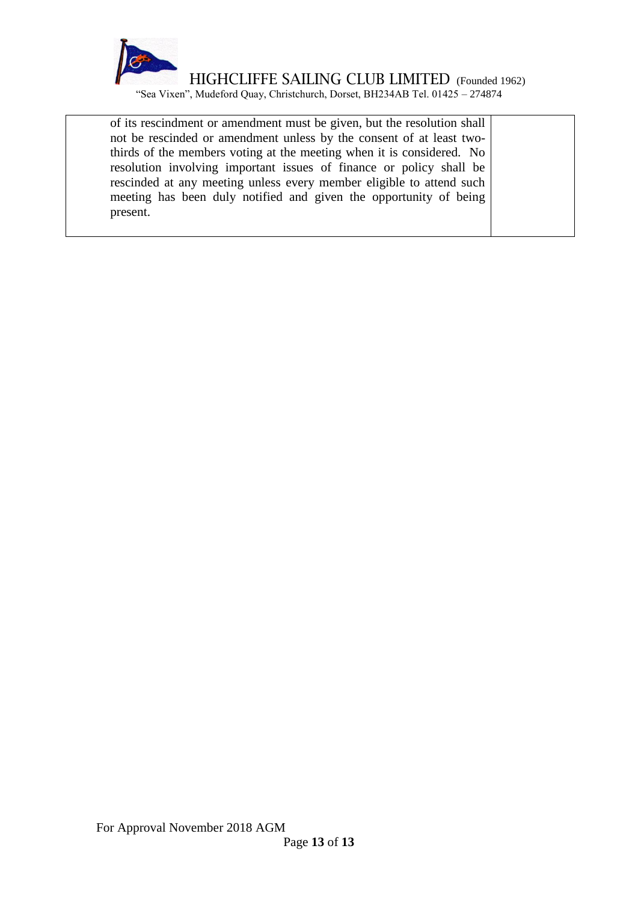| | |
|---|---|
| of its rescindment or amendment must be given, but the resolution shall not be rescinded or amendment unless by the consent of at least two-thirds of the members voting at the meeting when it is considered. No resolution involving important issues of finance or policy shall be rescinded at any meeting unless every member eligible to attend such meeting has been duly notified and given the opportunity of being present. | |

For Approval November 2018 AGM